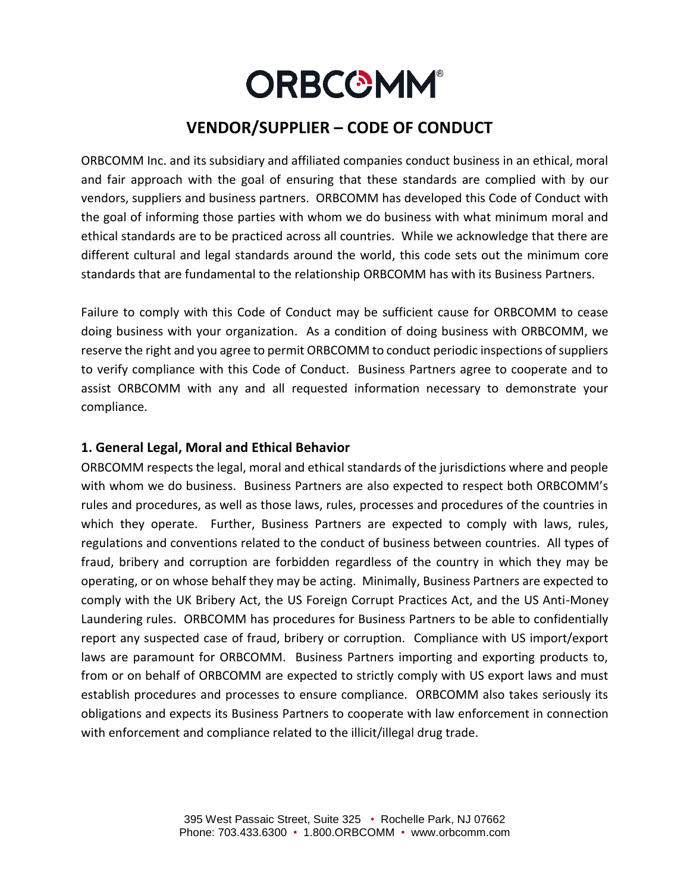# ORBCOMM®

## VENDOR/SUPPLIER – CODE OF CONDUCT

ORBCOMM Inc. and its subsidiary and affiliated companies conduct business in an ethical, moral and fair approach with the goal of ensuring that these standards are complied with by our vendors, suppliers and business partners. ORBCOMM has developed this Code of Conduct with the goal of informing those parties with whom we do business with what minimum moral and ethical standards are to be practiced across all countries. While we acknowledge that there are different cultural and legal standards around the world, this code sets out the minimum core standards that are fundamental to the relationship ORBCOMM has with its Business Partners.

Failure to comply with this Code of Conduct may be sufficient cause for ORBCOMM to cease doing business with your organization. As a condition of doing business with ORBCOMM, we reserve the right and you agree to permit ORBCOMM to conduct periodic inspections of suppliers to verify compliance with this Code of Conduct. Business Partners agree to cooperate and to assist ORBCOMM with any and all requested information necessary to demonstrate your compliance.

### 1. General Legal, Moral and Ethical Behavior

ORBCOMM respects the legal, moral and ethical standards of the jurisdictions where and people with whom we do business. Business Partners are also expected to respect both ORBCOMM's rules and procedures, as well as those laws, rules, processes and procedures of the countries in which they operate. Further, Business Partners are expected to comply with laws, rules, regulations and conventions related to the conduct of business between countries. All types of fraud, bribery and corruption are forbidden regardless of the country in which they may be operating, or on whose behalf they may be acting. Minimally, Business Partners are expected to comply with the UK Bribery Act, the US Foreign Corrupt Practices Act, and the US Anti-Money Laundering rules. ORBCOMM has procedures for Business Partners to be able to confidentially report any suspected case of fraud, bribery or corruption. Compliance with US import/export laws are paramount for ORBCOMM. Business Partners importing and exporting products to, from or on behalf of ORBCOMM are expected to strictly comply with US export laws and must establish procedures and processes to ensure compliance. ORBCOMM also takes seriously its obligations and expects its Business Partners to cooperate with law enforcement in connection with enforcement and compliance related to the illicit/illegal drug trade.

395 West Passaic Street, Suite 325 • Rochelle Park, NJ 07662
Phone: 703.433.6300 • 1.800.ORBCOMM • www.orbcomm.com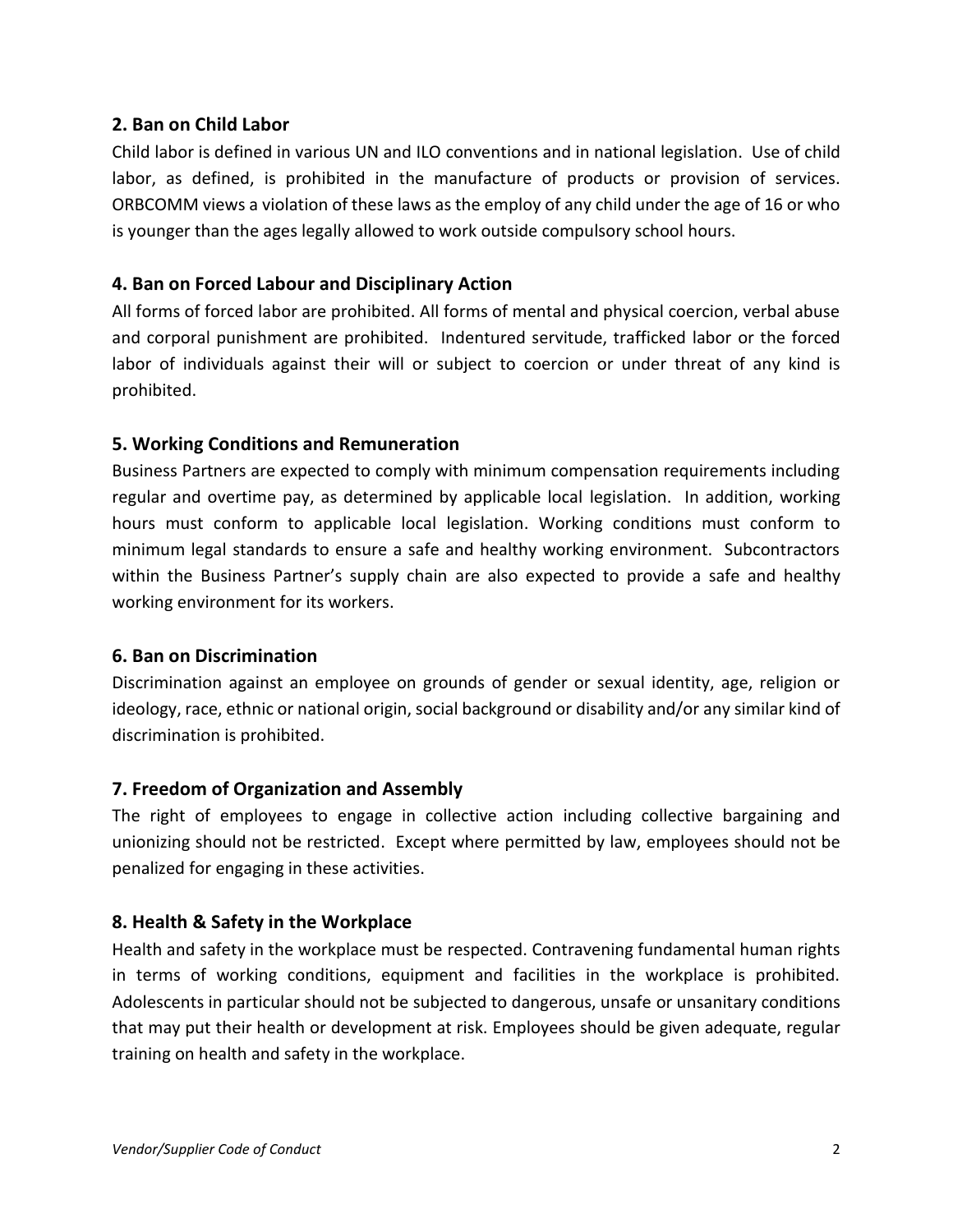### 2. Ban on Child Labor

Child labor is defined in various UN and ILO conventions and in national legislation. Use of child labor, as defined, is prohibited in the manufacture of products or provision of services. ORBCOMM views a violation of these laws as the employ of any child under the age of 16 or who is younger than the ages legally allowed to work outside compulsory school hours.

### 4. Ban on Forced Labour and Disciplinary Action

All forms of forced labor are prohibited. All forms of mental and physical coercion, verbal abuse and corporal punishment are prohibited. Indentured servitude, trafficked labor or the forced labor of individuals against their will or subject to coercion or under threat of any kind is prohibited.

### 5. Working Conditions and Remuneration

Business Partners are expected to comply with minimum compensation requirements including regular and overtime pay, as determined by applicable local legislation. In addition, working hours must conform to applicable local legislation. Working conditions must conform to minimum legal standards to ensure a safe and healthy working environment. Subcontractors within the Business Partner's supply chain are also expected to provide a safe and healthy working environment for its workers.

### 6. Ban on Discrimination

Discrimination against an employee on grounds of gender or sexual identity, age, religion or ideology, race, ethnic or national origin, social background or disability and/or any similar kind of discrimination is prohibited.

### 7. Freedom of Organization and Assembly

The right of employees to engage in collective action including collective bargaining and unionizing should not be restricted. Except where permitted by law, employees should not be penalized for engaging in these activities.

### 8. Health & Safety in the Workplace

Health and safety in the workplace must be respected. Contravening fundamental human rights in terms of working conditions, equipment and facilities in the workplace is prohibited. Adolescents in particular should not be subjected to dangerous, unsafe or unsanitary conditions that may put their health or development at risk. Employees should be given adequate, regular training on health and safety in the workplace.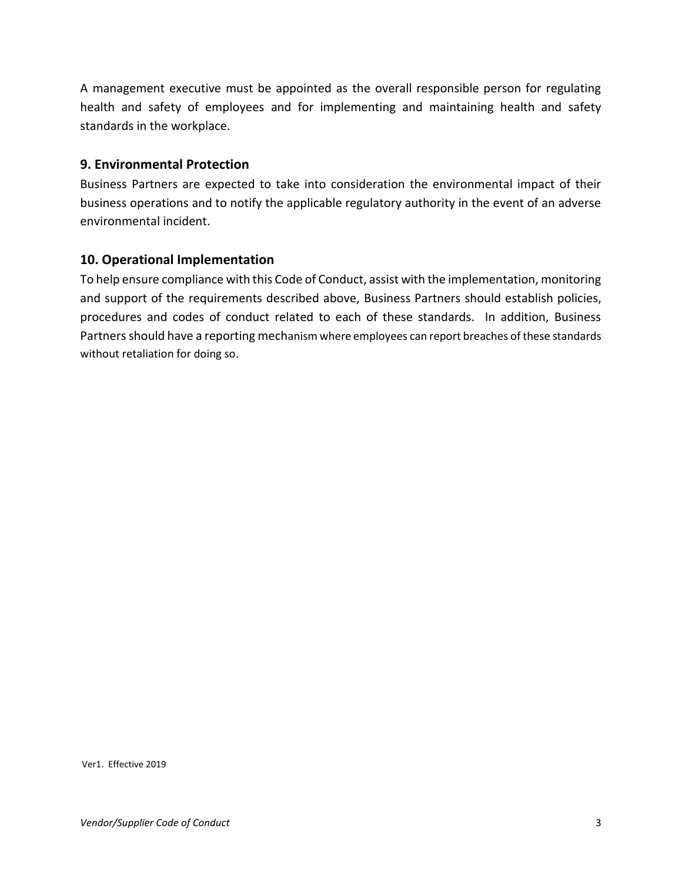A management executive must be appointed as the overall responsible person for regulating health and safety of employees and for implementing and maintaining health and safety standards in the workplace.

## 9. Environmental Protection

Business Partners are expected to take into consideration the environmental impact of their business operations and to notify the applicable regulatory authority in the event of an adverse environmental incident.

## 10. Operational Implementation

To help ensure compliance with this Code of Conduct, assist with the implementation, monitoring and support of the requirements described above, Business Partners should establish policies, procedures and codes of conduct related to each of these standards. In addition, Business Partners should have a reporting mechanism where employees can report breaches of these standards without retaliation for doing so.

Ver1. Effective 2019